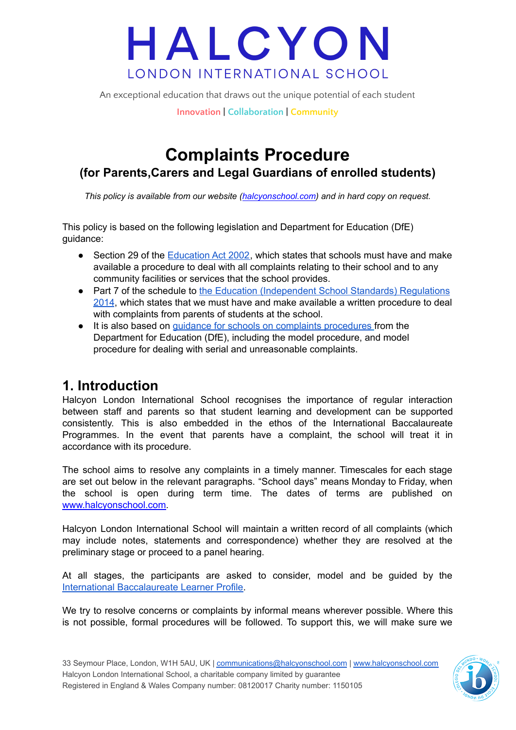# HALCYON

LONDON INTERNATIONAL SCHOOL

An exceptional education that draws out the unique potential of each student

Innovation | Collaboration | Community

# Complaints Procedure

## (for Parents,Carers and Legal Guardians of enrolled students)

*This policy is available from our website ([halcyonschool.com](halcyonschool.com)) and in hard copy on request.*

This policy is based on the following legislation and Department for Education (DfE) guidance:

- Section 29 of the [Education Act 2002](), which states that schools must have and make available a procedure to deal with all complaints relating to their school and to any community facilities or services that the school provides.
- Part 7 of the schedule to [the Education (Independent School Standards) Regulations 2014](), which states that we must have and make available a written procedure to deal with complaints from parents of students at the school.
- It is also based on [guidance for schools on complaints procedures]() from the Department for Education (DfE), including the model procedure, and model procedure for dealing with serial and unreasonable complaints.

## 1. Introduction

Halcyon London International School recognises the importance of regular interaction between staff and parents so that student learning and development can be supported consistently. This is also embedded in the ethos of the International Baccalaureate Programmes. In the event that parents have a complaint, the school will treat it in accordance with its procedure.

The school aims to resolve any complaints in a timely manner. Timescales for each stage are set out below in the relevant paragraphs. "School days" means Monday to Friday, when the school is open during term time. The dates of terms are published on [www.halcyonschool.com](www.halcyonschool.com).

Halcyon London International School will maintain a written record of all complaints (which may include notes, statements and correspondence) whether they are resolved at the preliminary stage or proceed to a panel hearing.

At all stages, the participants are asked to consider, model and be guided by the [International Baccalaureate Learner Profile]().

We try to resolve concerns or complaints by informal means wherever possible. Where this is not possible, formal procedures will be followed. To support this, we will make sure we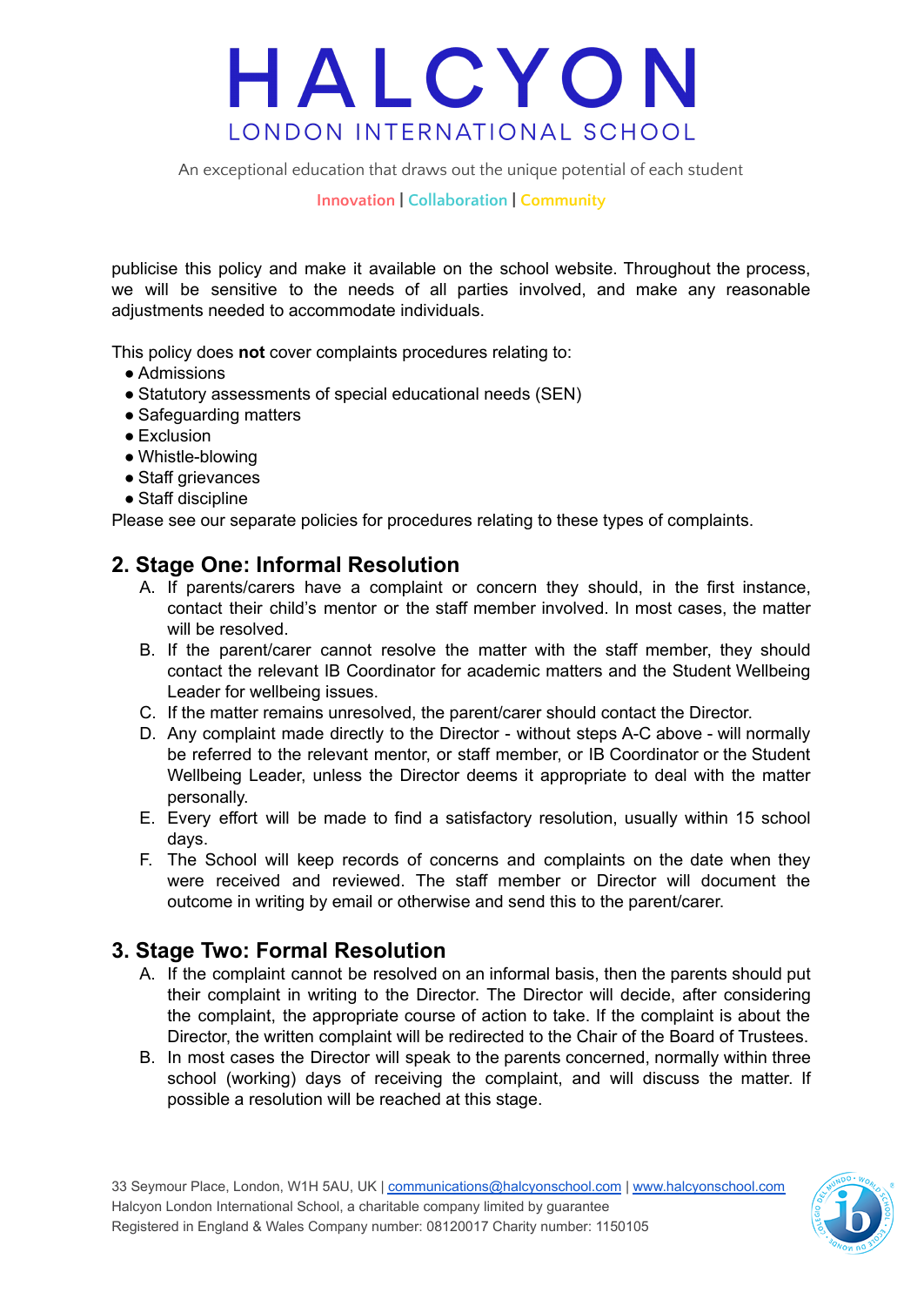publicise this policy and make it available on the school website. Throughout the process, we will be sensitive to the needs of all parties involved, and make any reasonable adjustments needed to accommodate individuals.

This policy does **not** cover complaints procedures relating to:

- Admissions
- Statutory assessments of special educational needs (SEN)
- Safeguarding matters
- Exclusion
- Whistle-blowing
- Staff grievances
- Staff discipline

Please see our separate policies for procedures relating to these types of complaints.

## 2. Stage One: Informal Resolution

A. If parents/carers have a complaint or concern they should, in the first instance, contact their child's mentor or the staff member involved. In most cases, the matter will be resolved.

B. If the parent/carer cannot resolve the matter with the staff member, they should contact the relevant IB Coordinator for academic matters and the Student Wellbeing Leader for wellbeing issues.

C. If the matter remains unresolved, the parent/carer should contact the Director.

D. Any complaint made directly to the Director - without steps A-C above - will normally be referred to the relevant mentor, or staff member, or IB Coordinator or the Student Wellbeing Leader, unless the Director deems it appropriate to deal with the matter personally.

E. Every effort will be made to find a satisfactory resolution, usually within 15 school days.

F. The School will keep records of concerns and complaints on the date when they were received and reviewed. The staff member or Director will document the outcome in writing by email or otherwise and send this to the parent/carer.

## 3. Stage Two: Formal Resolution

A. If the complaint cannot be resolved on an informal basis, then the parents should put their complaint in writing to the Director. The Director will decide, after considering the complaint, the appropriate course of action to take. If the complaint is about the Director, the written complaint will be redirected to the Chair of the Board of Trustees.

B. In most cases the Director will speak to the parents concerned, normally within three school (working) days of receiving the complaint, and will discuss the matter. If possible a resolution will be reached at this stage.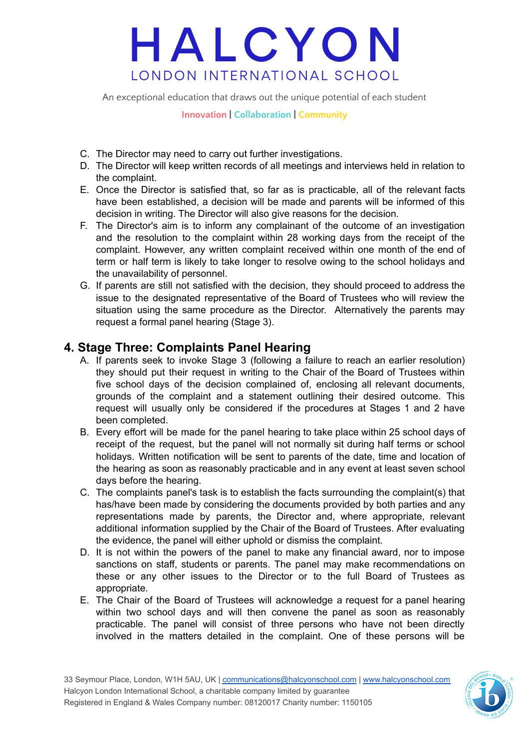C. The Director may need to carry out further investigations.
D. The Director will keep written records of all meetings and interviews held in relation to the complaint.
E. Once the Director is satisfied that, so far as is practicable, all of the relevant facts have been established, a decision will be made and parents will be informed of this decision in writing. The Director will also give reasons for the decision.
F. The Director's aim is to inform any complainant of the outcome of an investigation and the resolution to the complaint within 28 working days from the receipt of the complaint. However, any written complaint received within one month of the end of term or half term is likely to take longer to resolve owing to the school holidays and the unavailability of personnel.
G. If parents are still not satisfied with the decision, they should proceed to address the issue to the designated representative of the Board of Trustees who will review the situation using the same procedure as the Director. Alternatively the parents may request a formal panel hearing (Stage 3).

## 4. Stage Three: Complaints Panel Hearing

A. If parents seek to invoke Stage 3 (following a failure to reach an earlier resolution) they should put their request in writing to the Chair of the Board of Trustees within five school days of the decision complained of, enclosing all relevant documents, grounds of the complaint and a statement outlining their desired outcome. This request will usually only be considered if the procedures at Stages 1 and 2 have been completed.
B. Every effort will be made for the panel hearing to take place within 25 school days of receipt of the request, but the panel will not normally sit during half terms or school holidays. Written notification will be sent to parents of the date, time and location of the hearing as soon as reasonably practicable and in any event at least seven school days before the hearing.
C. The complaints panel's task is to establish the facts surrounding the complaint(s) that has/have been made by considering the documents provided by both parties and any representations made by parents, the Director and, where appropriate, relevant additional information supplied by the Chair of the Board of Trustees. After evaluating the evidence, the panel will either uphold or dismiss the complaint.
D. It is not within the powers of the panel to make any financial award, nor to impose sanctions on staff, students or parents. The panel may make recommendations on these or any other issues to the Director or to the full Board of Trustees as appropriate.
E. The Chair of the Board of Trustees will acknowledge a request for a panel hearing within two school days and will then convene the panel as soon as reasonably practicable. The panel will consist of three persons who have not been directly involved in the matters detailed in the complaint. One of these persons will be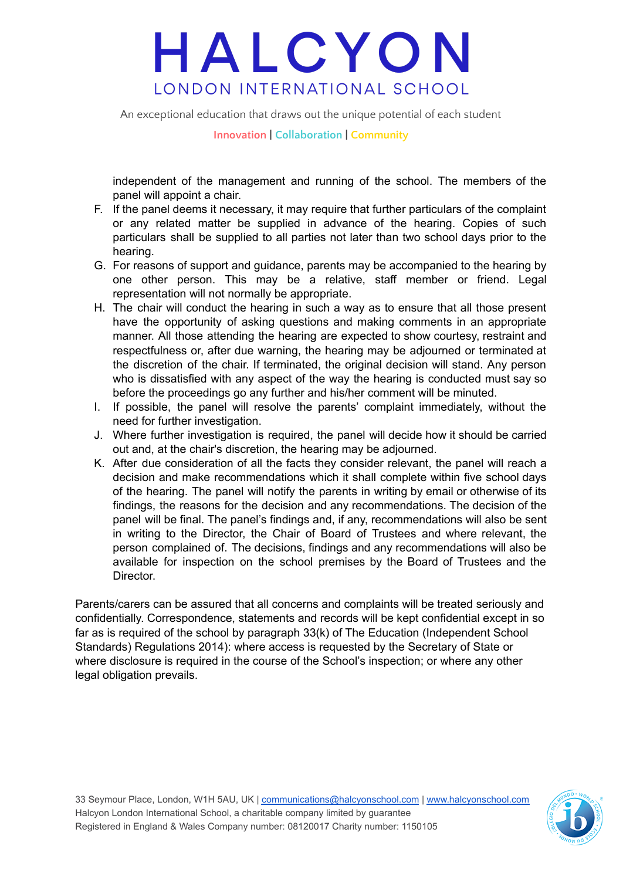independent of the management and running of the school. The members of the panel will appoint a chair.

F. If the panel deems it necessary, it may require that further particulars of the complaint or any related matter be supplied in advance of the hearing. Copies of such particulars shall be supplied to all parties not later than two school days prior to the hearing.
G. For reasons of support and guidance, parents may be accompanied to the hearing by one other person. This may be a relative, staff member or friend. Legal representation will not normally be appropriate.
H. The chair will conduct the hearing in such a way as to ensure that all those present have the opportunity of asking questions and making comments in an appropriate manner. All those attending the hearing are expected to show courtesy, restraint and respectfulness or, after due warning, the hearing may be adjourned or terminated at the discretion of the chair. If terminated, the original decision will stand. Any person who is dissatisfied with any aspect of the way the hearing is conducted must say so before the proceedings go any further and his/her comment will be minuted.
I. If possible, the panel will resolve the parents' complaint immediately, without the need for further investigation.
J. Where further investigation is required, the panel will decide how it should be carried out and, at the chair's discretion, the hearing may be adjourned.
K. After due consideration of all the facts they consider relevant, the panel will reach a decision and make recommendations which it shall complete within five school days of the hearing. The panel will notify the parents in writing by email or otherwise of its findings, the reasons for the decision and any recommendations. The decision of the panel will be final. The panel's findings and, if any, recommendations will also be sent in writing to the Director, the Chair of Board of Trustees and where relevant, the person complained of. The decisions, findings and any recommendations will also be available for inspection on the school premises by the Board of Trustees and the Director.

Parents/carers can be assured that all concerns and complaints will be treated seriously and confidentially. Correspondence, statements and records will be kept confidential except in so far as is required of the school by paragraph 33(k) of The Education (Independent School Standards) Regulations 2014): where access is requested by the Secretary of State or where disclosure is required in the course of the School's inspection; or where any other legal obligation prevails.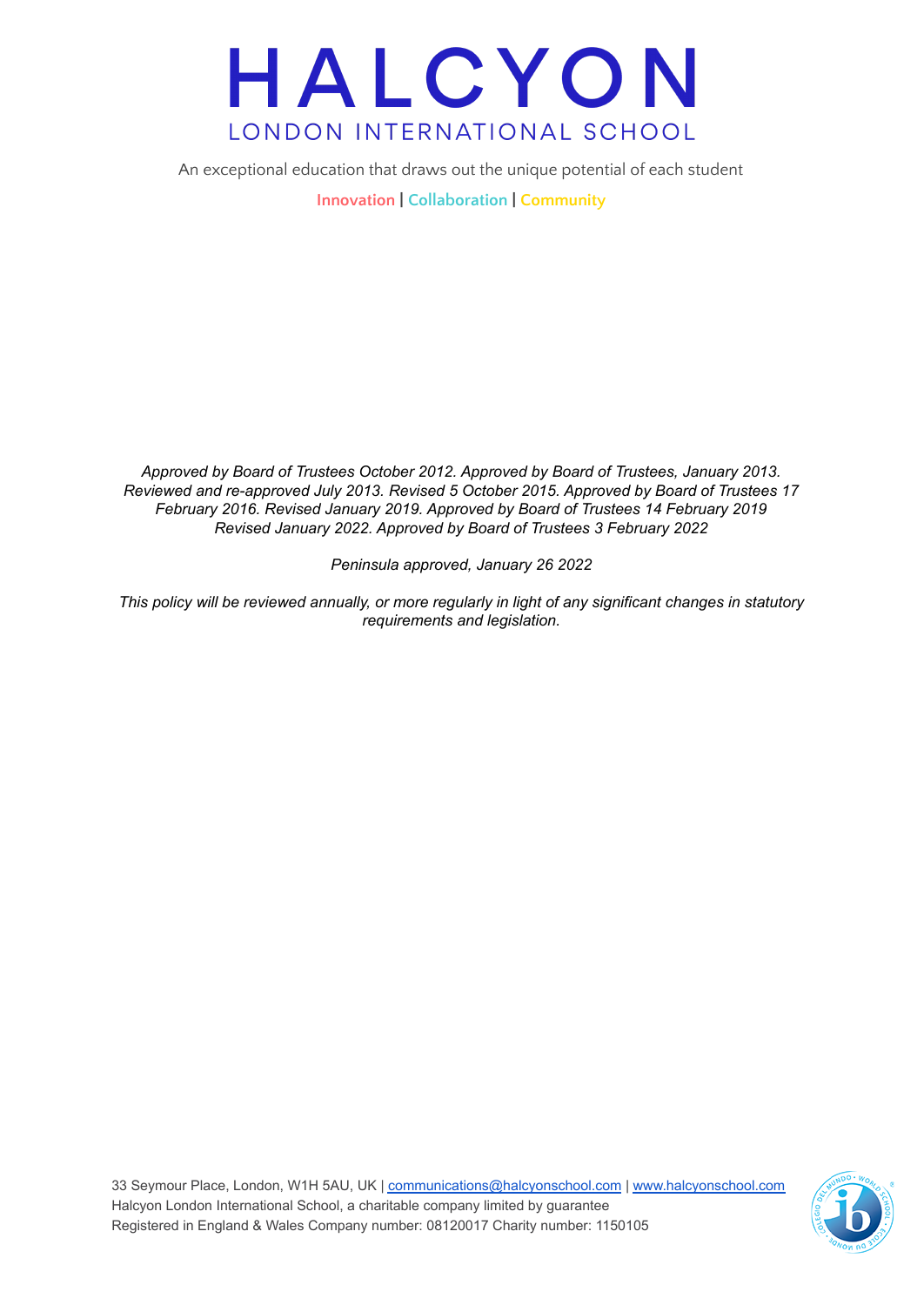# HALCYON

LONDON INTERNATIONAL SCHOOL

An exceptional education that draws out the unique potential of each student

Innovation | Collaboration | Community

*Approved by Board of Trustees October 2012. Approved by Board of Trustees, January 2013. Reviewed and re-approved July 2013. Revised 5 October 2015. Approved by Board of Trustees 17 February 2016. Revised January 2019. Approved by Board of Trustees 14 February 2019 Revised January 2022. Approved by Board of Trustees 3 February 2022*

*Peninsula approved, January 26 2022*

*This policy will be reviewed annually, or more regularly in light of any significant changes in statutory requirements and legislation.*

33 Seymour Place, London, W1H 5AU, UK | communications@halcyonschool.com | www.halcyonschool.com
Halcyon London International School, a charitable company limited by guarantee
Registered in England & Wales Company number: 08120017 Charity number: 1150105